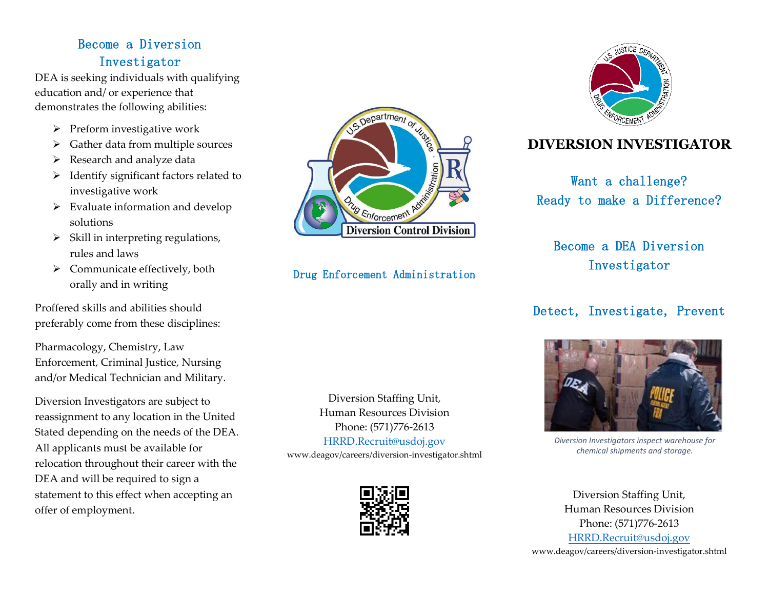## Become a Diversion Investigator

DEA is seeking individuals with qualifying education and/ or experience that demonstrates the following abilities:

- Preform investigative work
- Gather data from multiple sources
- Research and analyze data
- Identify significant factors related to investigative work
- Evaluate information and develop solutions
- Skill in interpreting regulations, rules and laws
- Communicate effectively, both orally and in writing

Proffered skills and abilities should preferably come from these disciplines:

Pharmacology, Chemistry, Law Enforcement, Criminal Justice, Nursing and/or Medical Technician and Military.

Diversion Investigators are subject to reassignment to any location in the United Stated depending on the needs of the DEA. All applicants must be available for relocation throughout their career with the DEA and will be required to sign a statement to this effect when accepting an offer of employment.

Diversion Control Division

Drug Enforcement Administration

Diversion Staffing Unit,
Human Resources Division
Phone: (571)776-2613
HRRD.Recruit@usdoj.gov
www.deagov/careers/diversion-investigator.shtml

# DIVERSION INVESTIGATOR

Want a challenge?
Ready to make a Difference?

Become a DEA Diversion Investigator

Detect, Investigate, Prevent

*Diversion Investigators inspect warehouse for chemical shipments and storage.*

Diversion Staffing Unit,
Human Resources Division
Phone: (571)776-2613
HRRD.Recruit@usdoj.gov
www.deagov/careers/diversion-investigator.shtml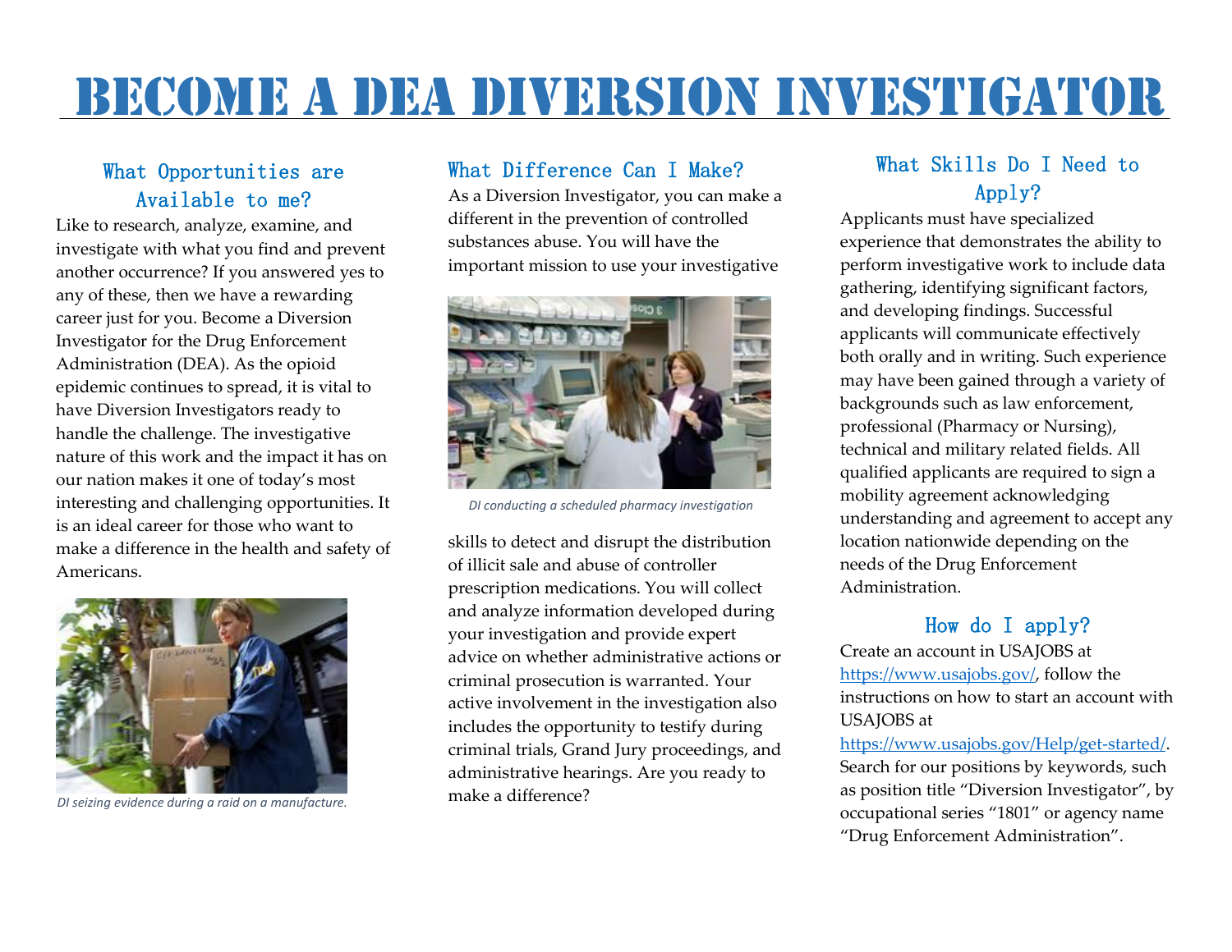# Become a DEA Diversion Investigator

## What Opportunities are Available to me?

Like to research, analyze, examine, and investigate with what you find and prevent another occurrence? If you answered yes to any of these, then we have a rewarding career just for you. Become a Diversion Investigator for the Drug Enforcement Administration (DEA). As the opioid epidemic continues to spread, it is vital to have Diversion Investigators ready to handle the challenge. The investigative nature of this work and the impact it has on our nation makes it one of today's most interesting and challenging opportunities. It is an ideal career for those who want to make a difference in the health and safety of Americans.

*DI seizing evidence during a raid on a manufacture.*

## What Difference Can I Make?

As a Diversion Investigator, you can make a different in the prevention of controlled substances abuse. You will have the important mission to use your investigative skills to detect and disrupt the distribution of illicit sale and abuse of controller prescription medications. You will collect and analyze information developed during your investigation and provide expert advice on whether administrative actions or criminal prosecution is warranted. Your active involvement in the investigation also includes the opportunity to testify during criminal trials, Grand Jury proceedings, and administrative hearings. Are you ready to make a difference?

*DI conducting a scheduled pharmacy investigation*

## What Skills Do I Need to Apply?

Applicants must have specialized experience that demonstrates the ability to perform investigative work to include data gathering, identifying significant factors, and developing findings. Successful applicants will communicate effectively both orally and in writing. Such experience may have been gained through a variety of backgrounds such as law enforcement, professional (Pharmacy or Nursing), technical and military related fields. All qualified applicants are required to sign a mobility agreement acknowledging understanding and agreement to accept any location nationwide depending on the needs of the Drug Enforcement Administration.

## How do I apply?

Create an account in USAJOBS at https://www.usajobs.gov/, follow the instructions on how to start an account with USAJOBS at https://www.usajobs.gov/Help/get-started/. Search for our positions by keywords, such as position title "Diversion Investigator", by occupational series "1801" or agency name "Drug Enforcement Administration".